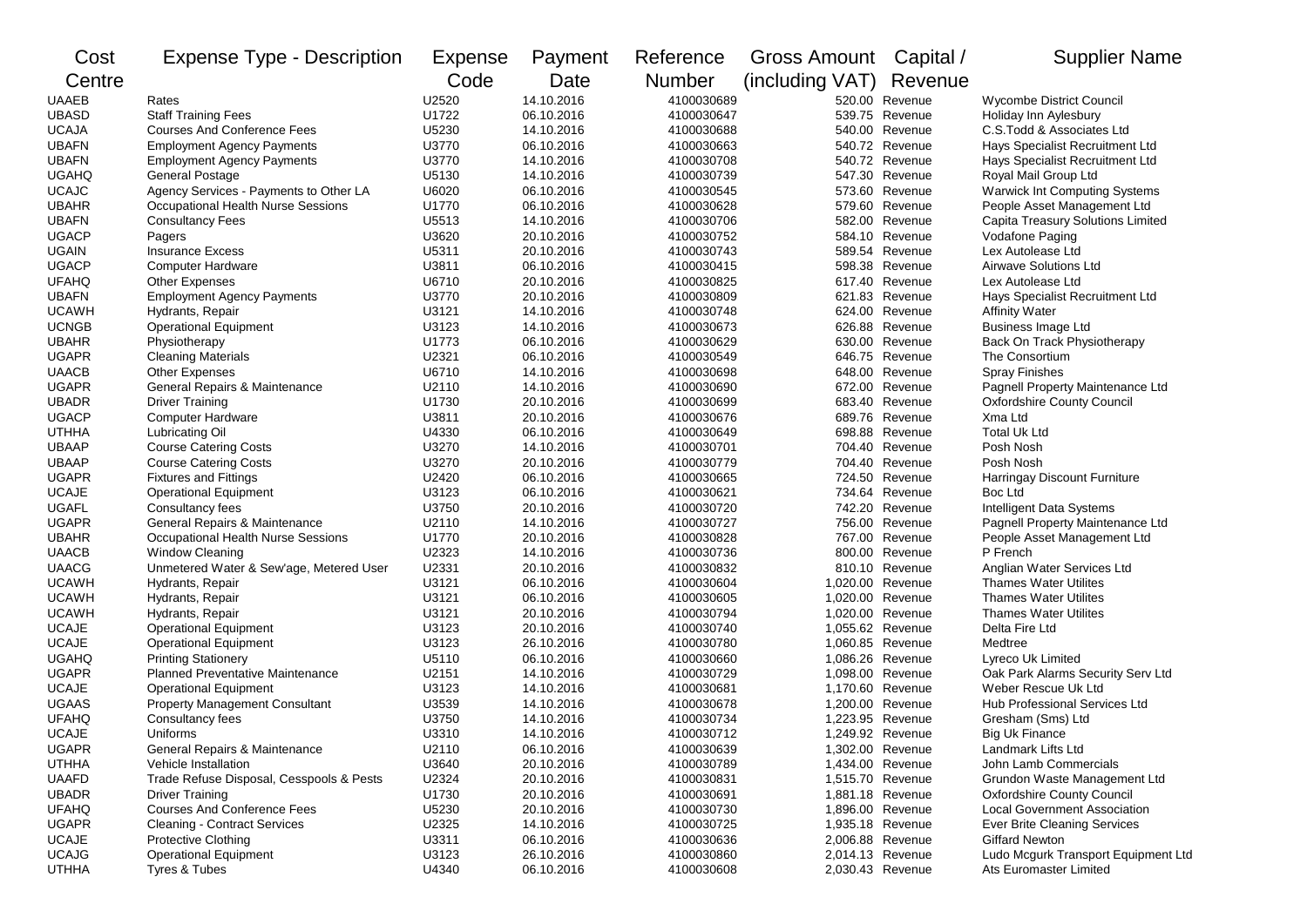| Cost Centre | Expense Type - Description | Expense Code | Payment Date | Reference Number | Gross Amount (including VAT) | Capital / Revenue | Supplier Name |
|---|---|---|---|---|---|---|---|
| UAAEB | Rates | U2520 | 14.10.2016 | 4100030689 | 520.00 | Revenue | Wycombe District Council |
| UBASD | Staff Training Fees | U1722 | 06.10.2016 | 4100030647 | 539.75 | Revenue | Holiday Inn Aylesbury |
| UCAJA | Courses And Conference Fees | U5230 | 14.10.2016 | 4100030688 | 540.00 | Revenue | C.S.Todd & Associates Ltd |
| UBAFN | Employment Agency Payments | U3770 | 06.10.2016 | 4100030663 | 540.72 | Revenue | Hays Specialist Recruitment Ltd |
| UBAFN | Employment Agency Payments | U3770 | 14.10.2016 | 4100030708 | 540.72 | Revenue | Hays Specialist Recruitment Ltd |
| UGAHQ | General Postage | U5130 | 14.10.2016 | 4100030739 | 547.30 | Revenue | Royal Mail Group Ltd |
| UCAJC | Agency Services - Payments to Other LA | U6020 | 06.10.2016 | 4100030545 | 573.60 | Revenue | Warwick Int Computing Systems |
| UBAHR | Occupational Health Nurse Sessions | U1770 | 06.10.2016 | 4100030628 | 579.60 | Revenue | People Asset Management Ltd |
| UBAFN | Consultancy Fees | U5513 | 14.10.2016 | 4100030706 | 582.00 | Revenue | Capita Treasury Solutions Limited |
| UGACP | Pagers | U3620 | 20.10.2016 | 4100030752 | 584.10 | Revenue | Vodafone Paging |
| UGAIN | Insurance Excess | U5311 | 20.10.2016 | 4100030743 | 589.54 | Revenue | Lex Autolease Ltd |
| UGACP | Computer Hardware | U3811 | 06.10.2016 | 4100030415 | 598.38 | Revenue | Airwave Solutions Ltd |
| UFAHQ | Other Expenses | U6710 | 20.10.2016 | 4100030825 | 617.40 | Revenue | Lex Autolease Ltd |
| UBAFN | Employment Agency Payments | U3770 | 20.10.2016 | 4100030809 | 621.83 | Revenue | Hays Specialist Recruitment Ltd |
| UCAWH | Hydrants, Repair | U3121 | 14.10.2016 | 4100030748 | 624.00 | Revenue | Affinity Water |
| UCNGB | Operational Equipment | U3123 | 14.10.2016 | 4100030673 | 626.88 | Revenue | Business Image Ltd |
| UBAHR | Physiotherapy | U1773 | 06.10.2016 | 4100030629 | 630.00 | Revenue | Back On Track Physiotherapy |
| UGAPR | Cleaning Materials | U2321 | 06.10.2016 | 4100030549 | 646.75 | Revenue | The Consortium |
| UAACB | Other Expenses | U6710 | 14.10.2016 | 4100030698 | 648.00 | Revenue | Spray Finishes |
| UGAPR | General Repairs & Maintenance | U2110 | 14.10.2016 | 4100030690 | 672.00 | Revenue | Pagnell Property Maintenance Ltd |
| UBADR | Driver Training | U1730 | 20.10.2016 | 4100030699 | 683.40 | Revenue | Oxfordshire County Council |
| UGACP | Computer Hardware | U3811 | 20.10.2016 | 4100030676 | 689.76 | Revenue | Xma Ltd |
| UTHHA | Lubricating Oil | U4330 | 06.10.2016 | 4100030649 | 698.88 | Revenue | Total Uk Ltd |
| UBAAP | Course Catering Costs | U3270 | 14.10.2016 | 4100030701 | 704.40 | Revenue | Posh Nosh |
| UBAAP | Course Catering Costs | U3270 | 20.10.2016 | 4100030779 | 704.40 | Revenue | Posh Nosh |
| UGAPR | Fixtures and Fittings | U2420 | 06.10.2016 | 4100030665 | 724.50 | Revenue | Harringay Discount Furniture |
| UCAJE | Operational Equipment | U3123 | 06.10.2016 | 4100030621 | 734.64 | Revenue | Boc Ltd |
| UGAFL | Consultancy fees | U3750 | 20.10.2016 | 4100030720 | 742.20 | Revenue | Intelligent Data Systems |
| UGAPR | General Repairs & Maintenance | U2110 | 14.10.2016 | 4100030727 | 756.00 | Revenue | Pagnell Property Maintenance Ltd |
| UBAHR | Occupational Health Nurse Sessions | U1770 | 20.10.2016 | 4100030828 | 767.00 | Revenue | People Asset Management Ltd |
| UAACB | Window Cleaning | U2323 | 14.10.2016 | 4100030736 | 800.00 | Revenue | P French |
| UAACG | Unmetered Water & Sew'age, Metered User | U2331 | 20.10.2016 | 4100030832 | 810.10 | Revenue | Anglian Water Services Ltd |
| UCAWH | Hydrants, Repair | U3121 | 06.10.2016 | 4100030604 | 1,020.00 | Revenue | Thames Water Utilites |
| UCAWH | Hydrants, Repair | U3121 | 06.10.2016 | 4100030605 | 1,020.00 | Revenue | Thames Water Utilites |
| UCAWH | Hydrants, Repair | U3121 | 20.10.2016 | 4100030794 | 1,020.00 | Revenue | Thames Water Utilites |
| UCAJE | Operational Equipment | U3123 | 20.10.2016 | 4100030740 | 1,055.62 | Revenue | Delta Fire Ltd |
| UCAJE | Operational Equipment | U3123 | 26.10.2016 | 4100030780 | 1,060.85 | Revenue | Medtree |
| UGAHQ | Printing Stationery | U5110 | 06.10.2016 | 4100030660 | 1,086.26 | Revenue | Lyreco Uk Limited |
| UGAPR | Planned Preventative Maintenance | U2151 | 14.10.2016 | 4100030729 | 1,098.00 | Revenue | Oak Park Alarms Security Serv Ltd |
| UCAJE | Operational Equipment | U3123 | 14.10.2016 | 4100030681 | 1,170.60 | Revenue | Weber Rescue Uk Ltd |
| UGAAS | Property Management Consultant | U3539 | 14.10.2016 | 4100030678 | 1,200.00 | Revenue | Hub Professional Services Ltd |
| UFAHQ | Consultancy fees | U3750 | 14.10.2016 | 4100030734 | 1,223.95 | Revenue | Gresham (Sms) Ltd |
| UCAJE | Uniforms | U3310 | 14.10.2016 | 4100030712 | 1,249.92 | Revenue | Big Uk Finance |
| UGAPR | General Repairs & Maintenance | U2110 | 06.10.2016 | 4100030639 | 1,302.00 | Revenue | Landmark Lifts Ltd |
| UTHHA | Vehicle Installation | U3640 | 20.10.2016 | 4100030789 | 1,434.00 | Revenue | John Lamb Commercials |
| UAAFD | Trade Refuse Disposal, Cesspools & Pests | U2324 | 20.10.2016 | 4100030831 | 1,515.70 | Revenue | Grundon Waste Management Ltd |
| UBADR | Driver Training | U1730 | 20.10.2016 | 4100030691 | 1,881.18 | Revenue | Oxfordshire County Council |
| UFAHQ | Courses And Conference Fees | U5230 | 20.10.2016 | 4100030730 | 1,896.00 | Revenue | Local Government Association |
| UGAPR | Cleaning - Contract Services | U2325 | 14.10.2016 | 4100030725 | 1,935.18 | Revenue | Ever Brite Cleaning Services |
| UCAJE | Protective Clothing | U3311 | 06.10.2016 | 4100030636 | 2,006.88 | Revenue | Giffard Newton |
| UCAJG | Operational Equipment | U3123 | 26.10.2016 | 4100030860 | 2,014.13 | Revenue | Ludo Mcgurk Transport Equipment Ltd |
| UTHHA | Tyres & Tubes | U4340 | 06.10.2016 | 4100030608 | 2,030.43 | Revenue | Ats Euromaster Limited |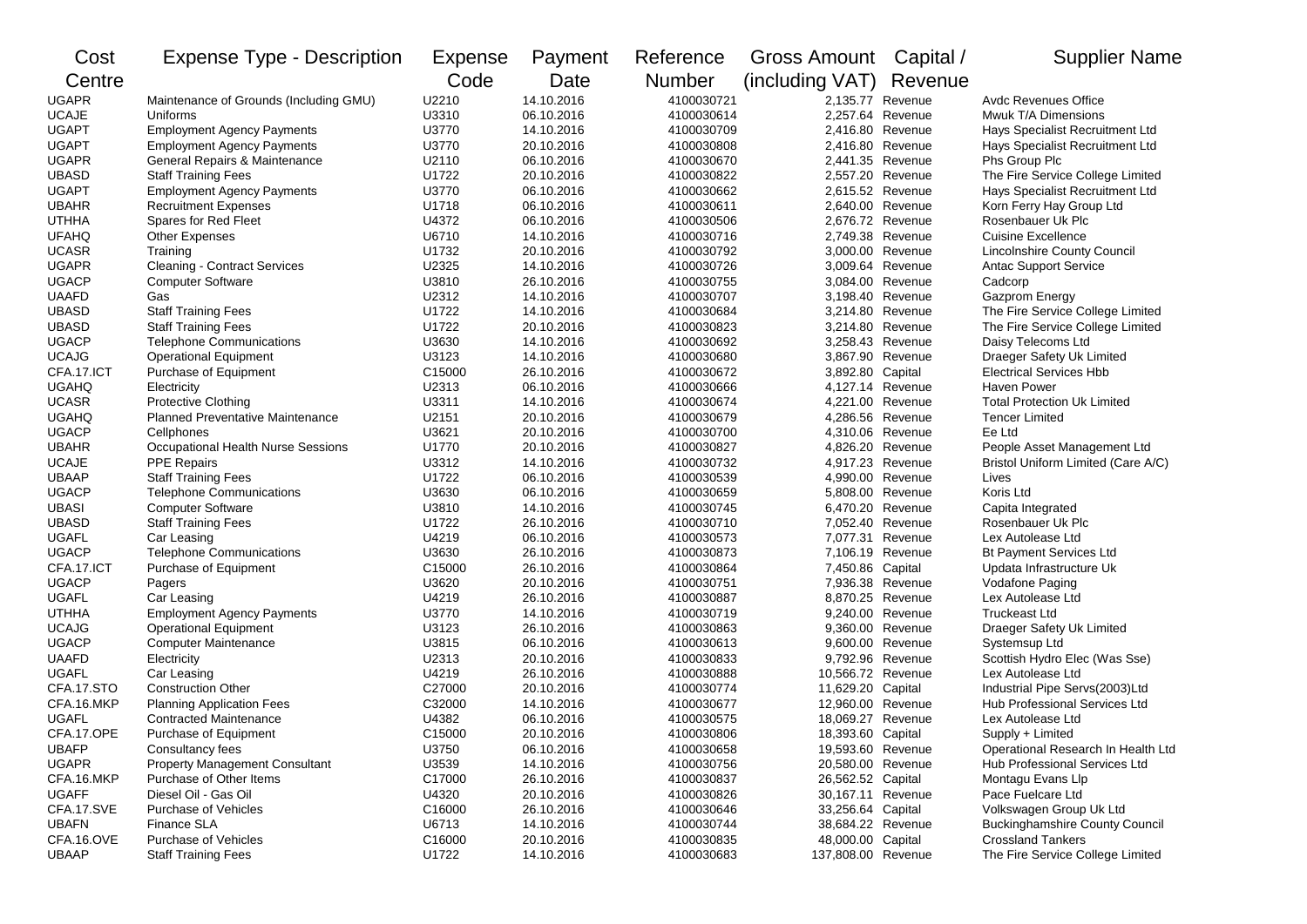| Cost Centre | Expense Type - Description | Expense Code | Payment Date | Reference Number | Gross Amount (including VAT) | Capital / Revenue | Supplier Name |
|---|---|---|---|---|---|---|---|
| UGAPR | Maintenance of Grounds (Including GMU) | U2210 | 14.10.2016 | 4100030721 | 2,135.77 | Revenue | Avdc Revenues Office |
| UCAJE | Uniforms | U3310 | 06.10.2016 | 4100030614 | 2,257.64 | Revenue | Mwuk T/A Dimensions |
| UGAPT | Employment Agency Payments | U3770 | 14.10.2016 | 4100030709 | 2,416.80 | Revenue | Hays Specialist Recruitment Ltd |
| UGAPT | Employment Agency Payments | U3770 | 20.10.2016 | 4100030808 | 2,416.80 | Revenue | Hays Specialist Recruitment Ltd |
| UGAPR | General Repairs & Maintenance | U2110 | 06.10.2016 | 4100030670 | 2,441.35 | Revenue | Phs Group Plc |
| UBASD | Staff Training Fees | U1722 | 20.10.2016 | 4100030822 | 2,557.20 | Revenue | The Fire Service College Limited |
| UGAPT | Employment Agency Payments | U3770 | 06.10.2016 | 4100030662 | 2,615.52 | Revenue | Hays Specialist Recruitment Ltd |
| UBAHR | Recruitment Expenses | U1718 | 06.10.2016 | 4100030611 | 2,640.00 | Revenue | Korn Ferry Hay Group Ltd |
| UTHHA | Spares for Red Fleet | U4372 | 06.10.2016 | 4100030506 | 2,676.72 | Revenue | Rosenbauer Uk Plc |
| UFAHQ | Other Expenses | U6710 | 14.10.2016 | 4100030716 | 2,749.38 | Revenue | Cuisine Excellence |
| UCASR | Training | U1732 | 20.10.2016 | 4100030792 | 3,000.00 | Revenue | Lincolnshire County Council |
| UGAPR | Cleaning - Contract Services | U2325 | 14.10.2016 | 4100030726 | 3,009.64 | Revenue | Antac Support Service |
| UGACP | Computer Software | U3810 | 26.10.2016 | 4100030755 | 3,084.00 | Revenue | Cadcorp |
| UAAFD | Gas | U2312 | 14.10.2016 | 4100030707 | 3,198.40 | Revenue | Gazprom Energy |
| UBASD | Staff Training Fees | U1722 | 14.10.2016 | 4100030684 | 3,214.80 | Revenue | The Fire Service College Limited |
| UBASD | Staff Training Fees | U1722 | 20.10.2016 | 4100030823 | 3,214.80 | Revenue | The Fire Service College Limited |
| UGACP | Telephone Communications | U3630 | 14.10.2016 | 4100030692 | 3,258.43 | Revenue | Daisy Telecoms Ltd |
| UCAJG | Operational Equipment | U3123 | 14.10.2016 | 4100030680 | 3,867.90 | Revenue | Draeger Safety Uk Limited |
| CFA.17.ICT | Purchase of Equipment | C15000 | 26.10.2016 | 4100030672 | 3,892.80 | Capital | Electrical Services Hbb |
| UGAHQ | Electricity | U2313 | 06.10.2016 | 4100030666 | 4,127.14 | Revenue | Haven Power |
| UCASR | Protective Clothing | U3311 | 14.10.2016 | 4100030674 | 4,221.00 | Revenue | Total Protection Uk Limited |
| UGAHQ | Planned Preventative Maintenance | U2151 | 20.10.2016 | 4100030679 | 4,286.56 | Revenue | Tencer Limited |
| UGACP | Cellphones | U3621 | 20.10.2016 | 4100030700 | 4,310.06 | Revenue | Ee Ltd |
| UBAHR | Occupational Health Nurse Sessions | U1770 | 20.10.2016 | 4100030827 | 4,826.20 | Revenue | People Asset Management Ltd |
| UCAJE | PPE Repairs | U3312 | 14.10.2016 | 4100030732 | 4,917.23 | Revenue | Bristol Uniform Limited (Care A/C) |
| UBAAP | Staff Training Fees | U1722 | 06.10.2016 | 4100030539 | 4,990.00 | Revenue | Lives |
| UGACP | Telephone Communications | U3630 | 06.10.2016 | 4100030659 | 5,808.00 | Revenue | Koris Ltd |
| UBASI | Computer Software | U3810 | 14.10.2016 | 4100030745 | 6,470.20 | Revenue | Capita Integrated |
| UBASD | Staff Training Fees | U1722 | 26.10.2016 | 4100030710 | 7,052.40 | Revenue | Rosenbauer Uk Plc |
| UGAFL | Car Leasing | U4219 | 06.10.2016 | 4100030573 | 7,077.31 | Revenue | Lex Autolease Ltd |
| UGACP | Telephone Communications | U3630 | 26.10.2016 | 4100030873 | 7,106.19 | Revenue | Bt Payment Services Ltd |
| CFA.17.ICT | Purchase of Equipment | C15000 | 26.10.2016 | 4100030864 | 7,450.86 | Capital | Updata Infrastructure Uk |
| UGACP | Pagers | U3620 | 20.10.2016 | 4100030751 | 7,936.38 | Revenue | Vodafone Paging |
| UGAFL | Car Leasing | U4219 | 26.10.2016 | 4100030887 | 8,870.25 | Revenue | Lex Autolease Ltd |
| UTHHA | Employment Agency Payments | U3770 | 14.10.2016 | 4100030719 | 9,240.00 | Revenue | Truckeast Ltd |
| UCAJG | Operational Equipment | U3123 | 26.10.2016 | 4100030863 | 9,360.00 | Revenue | Draeger Safety Uk Limited |
| UGACP | Computer Maintenance | U3815 | 06.10.2016 | 4100030613 | 9,600.00 | Revenue | Systemsup Ltd |
| UAAFD | Electricity | U2313 | 20.10.2016 | 4100030833 | 9,792.96 | Revenue | Scottish Hydro Elec (Was Sse) |
| UGAFL | Car Leasing | U4219 | 26.10.2016 | 4100030888 | 10,566.72 | Revenue | Lex Autolease Ltd |
| CFA.17.STO | Construction Other | C27000 | 20.10.2016 | 4100030774 | 11,629.20 | Capital | Industrial Pipe Servs(2003)Ltd |
| CFA.16.MKP | Planning Application Fees | C32000 | 14.10.2016 | 4100030677 | 12,960.00 | Revenue | Hub Professional Services Ltd |
| UGAFL | Contracted Maintenance | U4382 | 06.10.2016 | 4100030575 | 18,069.27 | Revenue | Lex Autolease Ltd |
| CFA.17.OPE | Purchase of Equipment | C15000 | 20.10.2016 | 4100030806 | 18,393.60 | Capital | Supply + Limited |
| UBAFP | Consultancy fees | U3750 | 06.10.2016 | 4100030658 | 19,593.60 | Revenue | Operational Research In Health Ltd |
| UGAPR | Property Management Consultant | U3539 | 14.10.2016 | 4100030756 | 20,580.00 | Revenue | Hub Professional Services Ltd |
| CFA.16.MKP | Purchase of Other Items | C17000 | 26.10.2016 | 4100030837 | 26,562.52 | Capital | Montagu Evans Llp |
| UGAFF | Diesel Oil - Gas Oil | U4320 | 20.10.2016 | 4100030826 | 30,167.11 | Revenue | Pace Fuelcare Ltd |
| CFA.17.SVE | Purchase of Vehicles | C16000 | 26.10.2016 | 4100030646 | 33,256.64 | Capital | Volkswagen Group Uk Ltd |
| UBAFN | Finance SLA | U6713 | 14.10.2016 | 4100030744 | 38,684.22 | Revenue | Buckinghamshire County Council |
| CFA.16.OVE | Purchase of Vehicles | C16000 | 20.10.2016 | 4100030835 | 48,000.00 | Capital | Crossland Tankers |
| UBAAP | Staff Training Fees | U1722 | 14.10.2016 | 4100030683 | 137,808.00 | Revenue | The Fire Service College Limited |